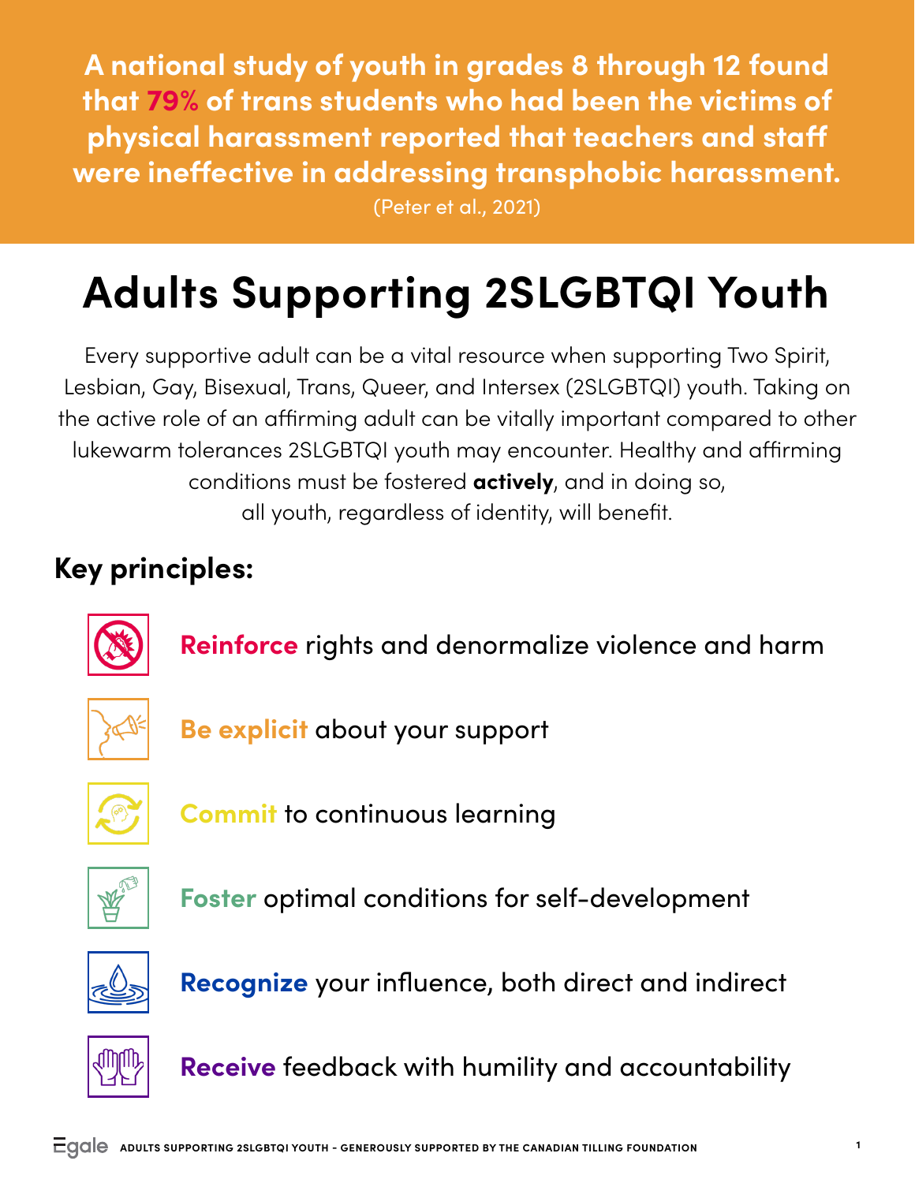**A national study of youth in grades 8 through 12 found that 79% of trans students who had been the victims of physical harassment reported that teachers and staff were ineffective in addressing transphobic harassment.**

(Peter et al., 2021)

# Adults Supporting 2SLGBTQI Youth

Every supportive adult can be a vital resource when supporting Two Spirit, Lesbian, Gay, Bisexual, Trans, Queer, and Intersex (2SLGBTQI) youth. Taking on the active role of an affirming adult can be vitally important compared to other lukewarm tolerances 2SLGBTQI youth may encounter. Healthy and affirming conditions must be fostered **actively**, and in doing so, all youth, regardless of identity, will benefit.

## Key principles:

- **Reinforce** rights and denormalize violence and harm
- **Be explicit** about your support
- **Commit** to continuous learning
- **Foster** optimal conditions for self-development
- **Recognize** your influence, both direct and indirect
- **Receive** feedback with humility and accountability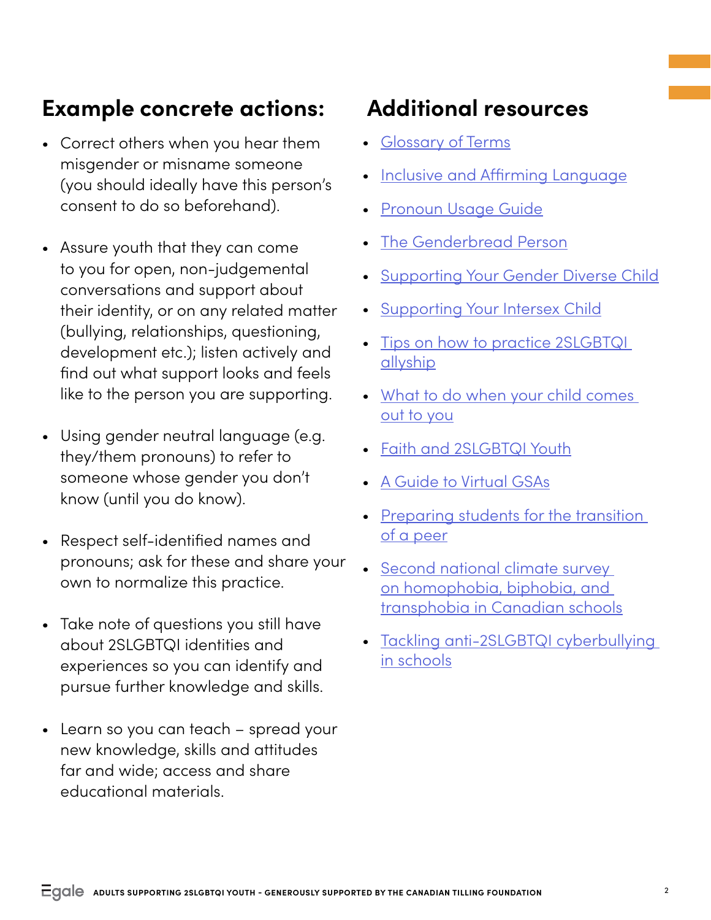## Example concrete actions:

- Correct others when you hear them misgender or misname someone (you should ideally have this person's consent to do so beforehand).
- Assure youth that they can come to you for open, non-judgemental conversations and support about their identity, or on any related matter (bullying, relationships, questioning, development etc.); listen actively and find out what support looks and feels like to the person you are supporting.
- Using gender neutral language (e.g. they/them pronouns) to refer to someone whose gender you don't know (until you do know).
- Respect self-identified names and pronouns; ask for these and share your own to normalize this practice.
- Take note of questions you still have about 2SLGBTQI identities and experiences so you can identify and pursue further knowledge and skills.
- Learn so you can teach – spread your new knowledge, skills and attitudes far and wide; access and share educational materials.

## Additional resources

- Glossary of Terms
- Inclusive and Affirming Language
- Pronoun Usage Guide
- The Genderbread Person
- Supporting Your Gender Diverse Child
- Supporting Your Intersex Child
- Tips on how to practice 2SLGBTQI allyship
- What to do when your child comes out to you
- Faith and 2SLGBTQI Youth
- A Guide to Virtual GSAs
- Preparing students for the transition of a peer
- Second national climate survey on homophobia, biphobia, and transphobia in Canadian schools
- Tackling anti-2SLGBTQI cyberbullying in schools